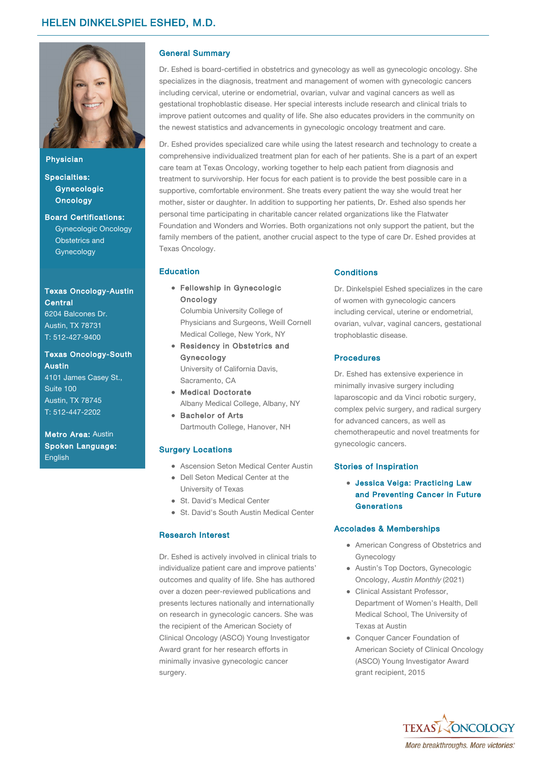# HELEN DINKELSPIEL ESHED, M.D.

**Physician**

**Specialties:**
**Gynecologic Oncology**

**Board Certifications:**
Gynecologic Oncology
Obstetrics and Gynecology

**Texas Oncology-Austin Central**
6204 Balcones Dr.
Austin, TX 78731
T: 512-427-9400

**Texas Oncology-South Austin**
4101 James Casey St.,
Suite 100
Austin, TX 78745
T: 512-447-2202

**Metro Area:** Austin
**Spoken Language:** English

## General Summary

Dr. Eshed is board-certified in obstetrics and gynecology as well as gynecologic oncology. She specializes in the diagnosis, treatment and management of women with gynecologic cancers including cervical, uterine or endometrial, ovarian, vulvar and vaginal cancers as well as gestational trophoblastic disease. Her special interests include research and clinical trials to improve patient outcomes and quality of life. She also educates providers in the community on the newest statistics and advancements in gynecologic oncology treatment and care.

Dr. Eshed provides specialized care while using the latest research and technology to create a comprehensive individualized treatment plan for each of her patients. She is a part of an expert care team at Texas Oncology, working together to help each patient from diagnosis and treatment to survivorship. Her focus for each patient is to provide the best possible care in a supportive, comfortable environment. She treats every patient the way she would treat her mother, sister or daughter. In addition to supporting her patients, Dr. Eshed also spends her personal time participating in charitable cancer related organizations like the Flatwater Foundation and Wonders and Worries. Both organizations not only support the patient, but the family members of the patient, another crucial aspect to the type of care Dr. Eshed provides at Texas Oncology.

## Education

- **Fellowship in Gynecologic Oncology**
  Columbia University College of Physicians and Surgeons, Weill Cornell Medical College, New York, NY
- **Residency in Obstetrics and Gynecology**
  University of California Davis, Sacramento, CA
- **Medical Doctorate**
  Albany Medical College, Albany, NY
- **Bachelor of Arts**
  Dartmouth College, Hanover, NH

## Surgery Locations

- Ascension Seton Medical Center Austin
- Dell Seton Medical Center at the University of Texas
- St. David's Medical Center
- St. David's South Austin Medical Center

## Research Interest

Dr. Eshed is actively involved in clinical trials to individualize patient care and improve patients' outcomes and quality of life. She has authored over a dozen peer-reviewed publications and presents lectures nationally and internationally on research in gynecologic cancers. She was the recipient of the American Society of Clinical Oncology (ASCO) Young Investigator Award grant for her research efforts in minimally invasive gynecologic cancer surgery.

## Conditions

Dr. Dinkelspiel Eshed specializes in the care of women with gynecologic cancers including cervical, uterine or endometrial, ovarian, vulvar, vaginal cancers, gestational trophoblastic disease.

## Procedures

Dr. Eshed has extensive experience in minimally invasive surgery including laparoscopic and da Vinci robotic surgery, complex pelvic surgery, and radical surgery for advanced cancers, as well as chemotherapeutic and novel treatments for gynecologic cancers.

## Stories of Inspiration

- **Jessica Veiga: Practicing Law and Preventing Cancer in Future Generations**

## Accolades & Memberships

- American Congress of Obstetrics and Gynecology
- Austin's Top Doctors, Gynecologic Oncology, *Austin Monthly* (2021)
- Clinical Assistant Professor, Department of Women's Health, Dell Medical School, The University of Texas at Austin
- Conquer Cancer Foundation of American Society of Clinical Oncology (ASCO) Young Investigator Award grant recipient, 2015

TEXAS ONCOLOGY
*More breakthroughs. More victories.*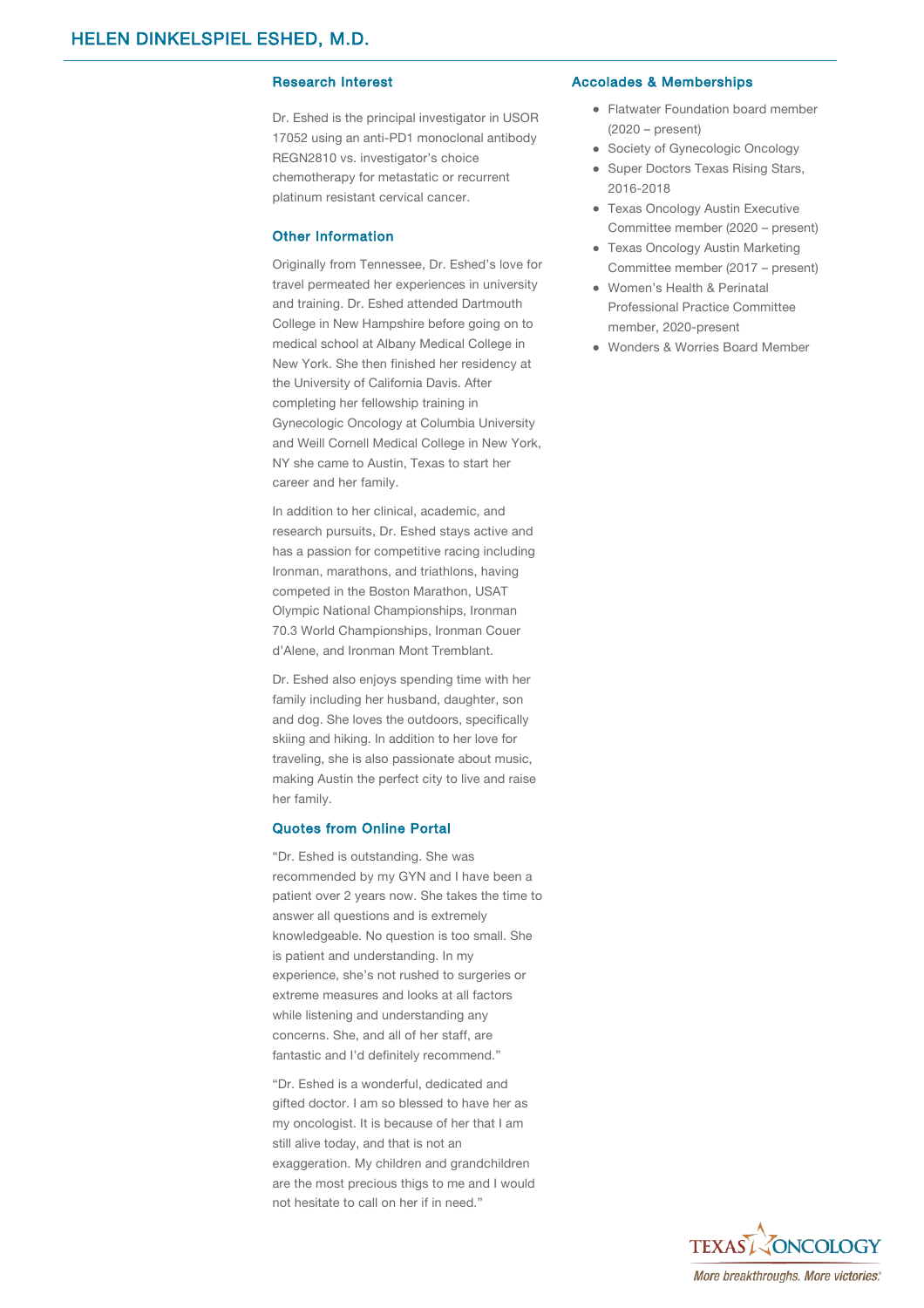## Research Interest

Dr. Eshed is the principal investigator in USOR 17052 using an anti-PD1 monoclonal antibody REGN2810 vs. investigator's choice chemotherapy for metastatic or recurrent platinum resistant cervical cancer.

## Other Information

Originally from Tennessee, Dr. Eshed's love for travel permeated her experiences in university and training. Dr. Eshed attended Dartmouth College in New Hampshire before going on to medical school at Albany Medical College in New York. She then finished her residency at the University of California Davis. After completing her fellowship training in Gynecologic Oncology at Columbia University and Weill Cornell Medical College in New York, NY she came to Austin, Texas to start her career and her family.

In addition to her clinical, academic, and research pursuits, Dr. Eshed stays active and has a passion for competitive racing including Ironman, marathons, and triathlons, having competed in the Boston Marathon, USAT Olympic National Championships, Ironman 70.3 World Championships, Ironman Couer d'Alene, and Ironman Mont Tremblant.

Dr. Eshed also enjoys spending time with her family including her husband, daughter, son and dog. She loves the outdoors, specifically skiing and hiking. In addition to her love for traveling, she is also passionate about music, making Austin the perfect city to live and raise her family.

## Quotes from Online Portal

"Dr. Eshed is outstanding. She was recommended by my GYN and I have been a patient over 2 years now. She takes the time to answer all questions and is extremely knowledgeable. No question is too small. She is patient and understanding. In my experience, she's not rushed to surgeries or extreme measures and looks at all factors while listening and understanding any concerns. She, and all of her staff, are fantastic and I'd definitely recommend."

"Dr. Eshed is a wonderful, dedicated and gifted doctor. I am so blessed to have her as my oncologist. It is because of her that I am still alive today, and that is not an exaggeration. My children and grandchildren are the most precious thigs to me and I would not hesitate to call on her if in need."

## Accolades & Memberships

- Flatwater Foundation board member (2020 – present)
- Society of Gynecologic Oncology
- Super Doctors Texas Rising Stars, 2016-2018
- Texas Oncology Austin Executive Committee member (2020 – present)
- Texas Oncology Austin Marketing Committee member (2017 – present)
- Women's Health & Perinatal Professional Practice Committee member, 2020-present
- Wonders & Worries Board Member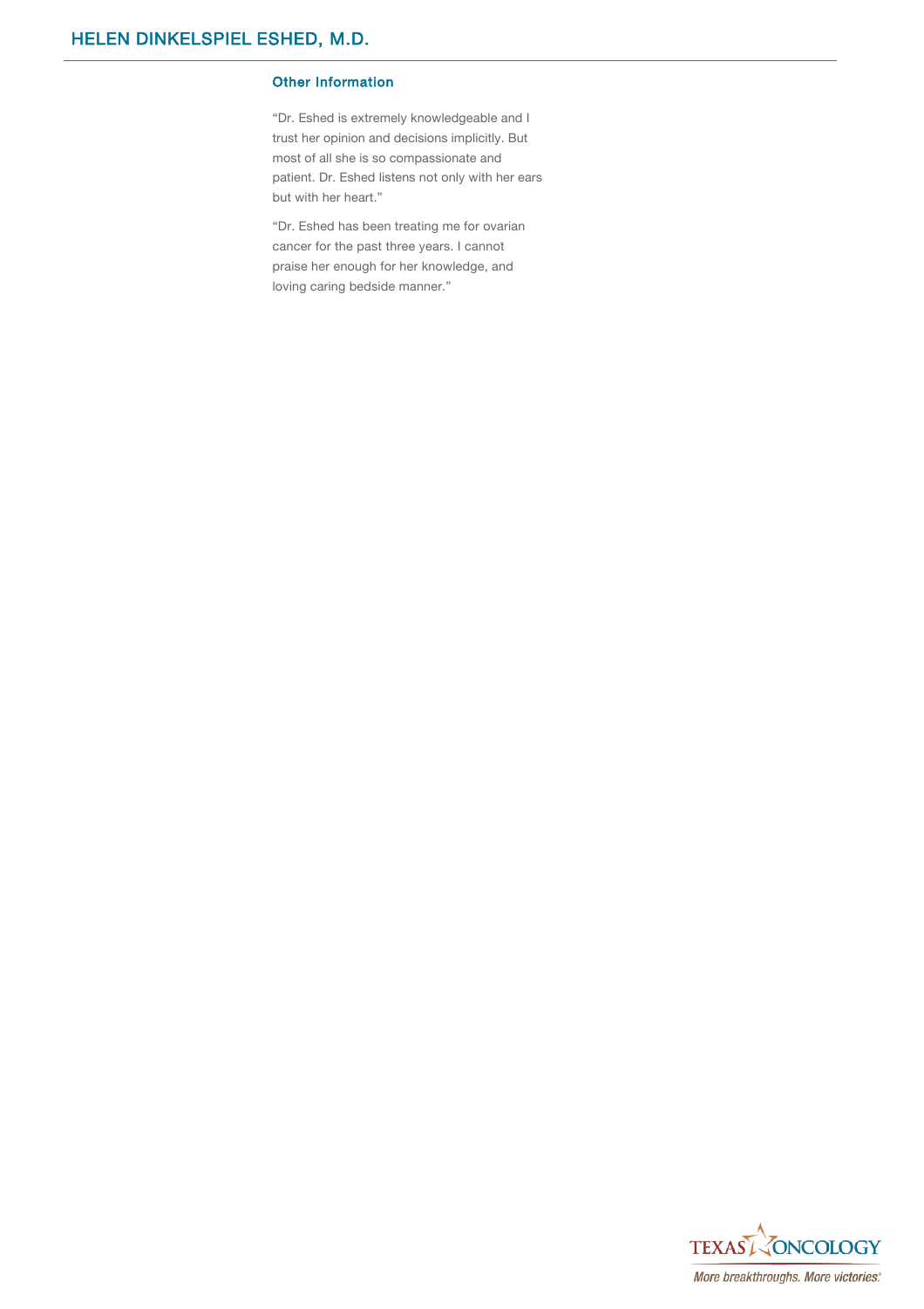### Other Information

“Dr. Eshed is extremely knowledgeable and I trust her opinion and decisions implicitly. But most of all she is so compassionate and patient. Dr. Eshed listens not only with her ears but with her heart.”

“Dr. Eshed has been treating me for ovarian cancer for the past three years. I cannot praise her enough for her knowledge, and loving caring bedside manner.”